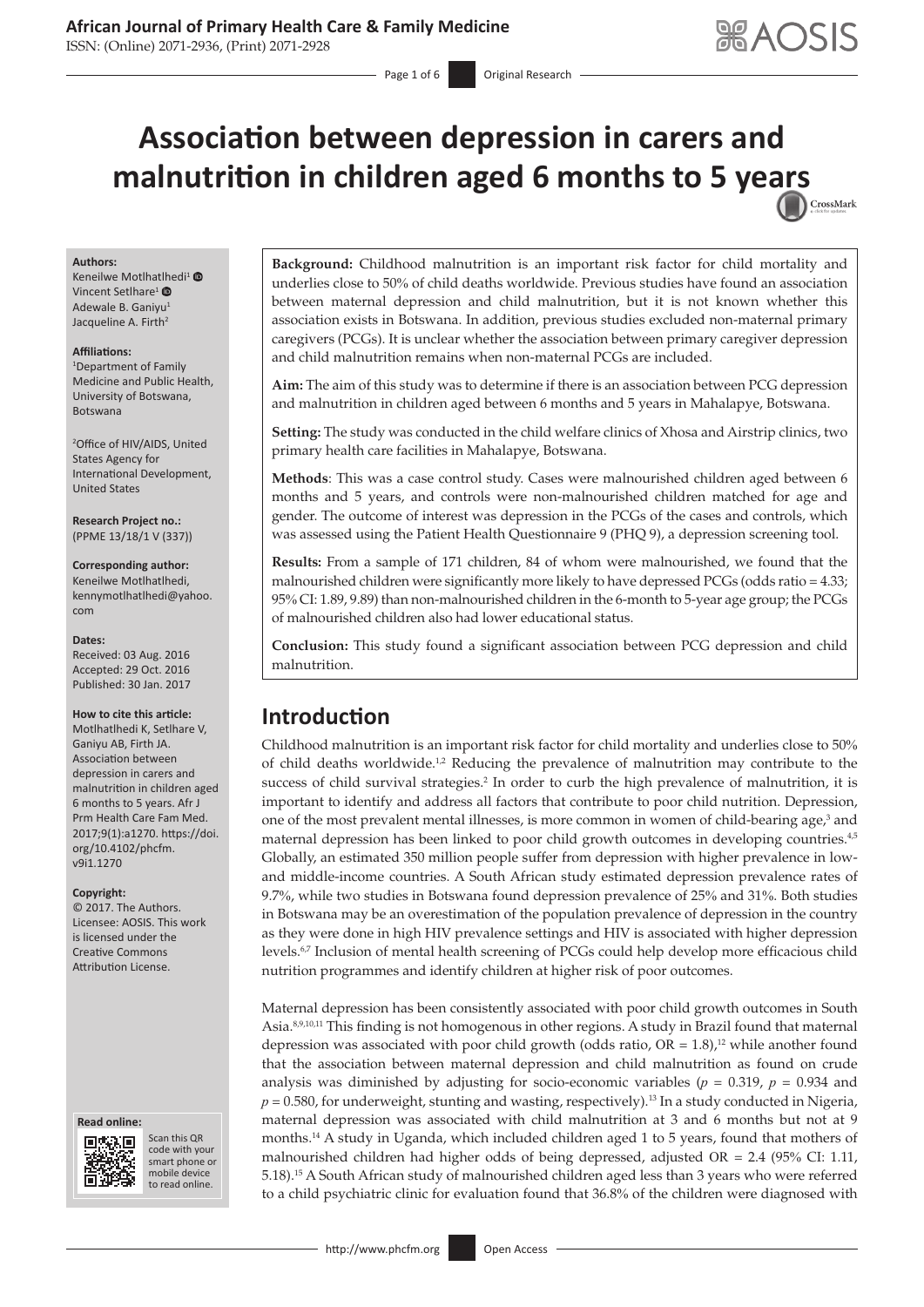# Association between depression in carers and malnutrition in children aged 6 months to 5 years

**Authors:**
Keneilwe Motlhatlhedi[1]
Vincent Setlhare[1]
Adewale B. Ganiyu[1]
Jacqueline A. Firth[2]

**Affiliations:**
[1]Department of Family Medicine and Public Health, University of Botswana, Botswana

[2]Office of HIV/AIDS, United States Agency for International Development, United States

**Research Project no.:**
(PPME 13/18/1 V (337))

**Corresponding author:**
Keneilwe Motlhatlhedi,
kennymotlhatlhedi@yahoo.com

**Dates:**
Received: 03 Aug. 2016
Accepted: 29 Oct. 2016
Published: 30 Jan. 2017

**How to cite this article:**
Motlhatlhedi K, Setlhare V, Ganiyu AB, Firth JA. Association between depression in carers and malnutrition in children aged 6 months to 5 years. Afr J Prm Health Care Fam Med. 2017;9(1):a1270. https://doi.org/10.4102/phcfm.v9i1.1270

**Copyright:**
© 2017. The Authors. Licensee: AOSIS. This work is licensed under the Creative Commons Attribution License.

**Background:** Childhood malnutrition is an important risk factor for child mortality and underlies close to 50% of child deaths worldwide. Previous studies have found an association between maternal depression and child malnutrition, but it is not known whether this association exists in Botswana. In addition, previous studies excluded non-maternal primary caregivers (PCGs). It is unclear whether the association between primary caregiver depression and child malnutrition remains when non-maternal PCGs are included.

**Aim:** The aim of this study was to determine if there is an association between PCG depression and malnutrition in children aged between 6 months and 5 years in Mahalapye, Botswana.

**Setting:** The study was conducted in the child welfare clinics of Xhosa and Airstrip clinics, two primary health care facilities in Mahalapye, Botswana.

**Methods**: This was a case control study. Cases were malnourished children aged between 6 months and 5 years, and controls were non-malnourished children matched for age and gender. The outcome of interest was depression in the PCGs of the cases and controls, which was assessed using the Patient Health Questionnaire 9 (PHQ 9), a depression screening tool.

**Results:** From a sample of 171 children, 84 of whom were malnourished, we found that the malnourished children were significantly more likely to have depressed PCGs (odds ratio = 4.33; 95% CI: 1.89, 9.89) than non-malnourished children in the 6-month to 5-year age group; the PCGs of malnourished children also had lower educational status.

**Conclusion:** This study found a significant association between PCG depression and child malnutrition.

## Introduction

Childhood malnutrition is an important risk factor for child mortality and underlies close to 50% of child deaths worldwide.[1,2] Reducing the prevalence of malnutrition may contribute to the success of child survival strategies.[2] In order to curb the high prevalence of malnutrition, it is important to identify and address all factors that contribute to poor child nutrition. Depression, one of the most prevalent mental illnesses, is more common in women of child-bearing age,[3] and maternal depression has been linked to poor child growth outcomes in developing countries.[4,5] Globally, an estimated 350 million people suffer from depression with higher prevalence in low- and middle-income countries. A South African study estimated depression prevalence rates of 9.7%, while two studies in Botswana found depression prevalence of 25% and 31%. Both studies in Botswana may be an overestimation of the population prevalence of depression in the country as they were done in high HIV prevalence settings and HIV is associated with higher depression levels.[6,7] Inclusion of mental health screening of PCGs could help develop more efficacious child nutrition programmes and identify children at higher risk of poor outcomes.

Maternal depression has been consistently associated with poor child growth outcomes in South Asia.[8,9,10,11] This finding is not homogenous in other regions. A study in Brazil found that maternal depression was associated with poor child growth (odds ratio, OR = 1.8),[12] while another found that the association between maternal depression and child malnutrition as found on crude analysis was diminished by adjusting for socio-economic variables ($p$ = 0.319, $p$ = 0.934 and $p$ = 0.580, for underweight, stunting and wasting, respectively).[13] In a study conducted in Nigeria, maternal depression was associated with child malnutrition at 3 and 6 months but not at 9 months.[14] A study in Uganda, which included children aged 1 to 5 years, found that mothers of malnourished children had higher odds of being depressed, adjusted OR = 2.4 (95% CI: 1.11, 5.18).[15] A South African study of malnourished children aged less than 3 years who were referred to a child psychiatric clinic for evaluation found that 36.8% of the children were diagnosed with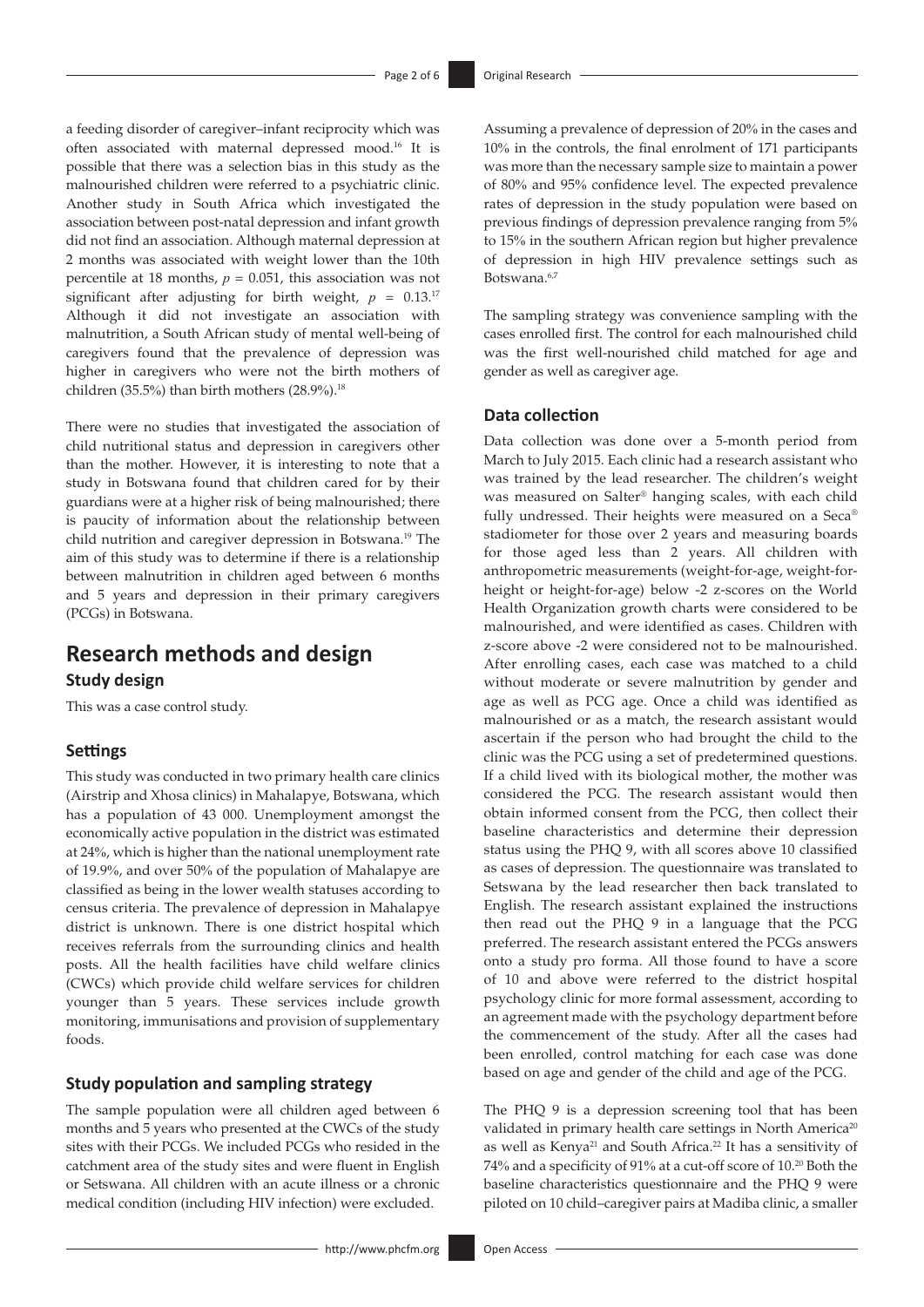a feeding disorder of caregiver–infant reciprocity which was often associated with maternal depressed mood.[16] It is possible that there was a selection bias in this study as the malnourished children were referred to a psychiatric clinic. Another study in South Africa which investigated the association between post-natal depression and infant growth did not find an association. Although maternal depression at 2 months was associated with weight lower than the 10th percentile at 18 months, $p = 0.051$, this association was not significant after adjusting for birth weight, $p = 0.13$.[17] Although it did not investigate an association with malnutrition, a South African study of mental well-being of caregivers found that the prevalence of depression was higher in caregivers who were not the birth mothers of children (35.5%) than birth mothers (28.9%).[18]

There were no studies that investigated the association of child nutritional status and depression in caregivers other than the mother. However, it is interesting to note that a study in Botswana found that children cared for by their guardians were at a higher risk of being malnourished; there is paucity of information about the relationship between child nutrition and caregiver depression in Botswana.[19] The aim of this study was to determine if there is a relationship between malnutrition in children aged between 6 months and 5 years and depression in their primary caregivers (PCGs) in Botswana.

# Research methods and design

## Study design

This was a case control study.

## Settings

This study was conducted in two primary health care clinics (Airstrip and Xhosa clinics) in Mahalapye, Botswana, which has a population of 43 000. Unemployment amongst the economically active population in the district was estimated at 24%, which is higher than the national unemployment rate of 19.9%, and over 50% of the population of Mahalapye are classified as being in the lower wealth statuses according to census criteria. The prevalence of depression in Mahalapye district is unknown. There is one district hospital which receives referrals from the surrounding clinics and health posts. All the health facilities have child welfare clinics (CWCs) which provide child welfare services for children younger than 5 years. These services include growth monitoring, immunisations and provision of supplementary foods.

## Study population and sampling strategy

The sample population were all children aged between 6 months and 5 years who presented at the CWCs of the study sites with their PCGs. We included PCGs who resided in the catchment area of the study sites and were fluent in English or Setswana. All children with an acute illness or a chronic medical condition (including HIV infection) were excluded.

Assuming a prevalence of depression of 20% in the cases and 10% in the controls, the final enrolment of 171 participants was more than the necessary sample size to maintain a power of 80% and 95% confidence level. The expected prevalence rates of depression in the study population were based on previous findings of depression prevalence ranging from 5% to 15% in the southern African region but higher prevalence of depression in high HIV prevalence settings such as Botswana.[6,7]

The sampling strategy was convenience sampling with the cases enrolled first. The control for each malnourished child was the first well-nourished child matched for age and gender as well as caregiver age.

## Data collection

Data collection was done over a 5-month period from March to July 2015. Each clinic had a research assistant who was trained by the lead researcher. The children's weight was measured on Salter® hanging scales, with each child fully undressed. Their heights were measured on a Seca® stadiometer for those over 2 years and measuring boards for those aged less than 2 years. All children with anthropometric measurements (weight-for-age, weight-for-height or height-for-age) below -2 z-scores on the World Health Organization growth charts were considered to be malnourished, and were identified as cases. Children with z-score above -2 were considered not to be malnourished. After enrolling cases, each case was matched to a child without moderate or severe malnutrition by gender and age as well as PCG age. Once a child was identified as malnourished or as a match, the research assistant would ascertain if the person who had brought the child to the clinic was the PCG using a set of predetermined questions. If a child lived with its biological mother, the mother was considered the PCG. The research assistant would then obtain informed consent from the PCG, then collect their baseline characteristics and determine their depression status using the PHQ 9, with all scores above 10 classified as cases of depression. The questionnaire was translated to Setswana by the lead researcher then back translated to English. The research assistant explained the instructions then read out the PHQ 9 in a language that the PCG preferred. The research assistant entered the PCGs answers onto a study pro forma. All those found to have a score of 10 and above were referred to the district hospital psychology clinic for more formal assessment, according to an agreement made with the psychology department before the commencement of the study. After all the cases had been enrolled, control matching for each case was done based on age and gender of the child and age of the PCG.

The PHQ 9 is a depression screening tool that has been validated in primary health care settings in North America[20] as well as Kenya[21] and South Africa.[22] It has a sensitivity of 74% and a specificity of 91% at a cut-off score of 10.[20] Both the baseline characteristics questionnaire and the PHQ 9 were piloted on 10 child–caregiver pairs at Madiba clinic, a smaller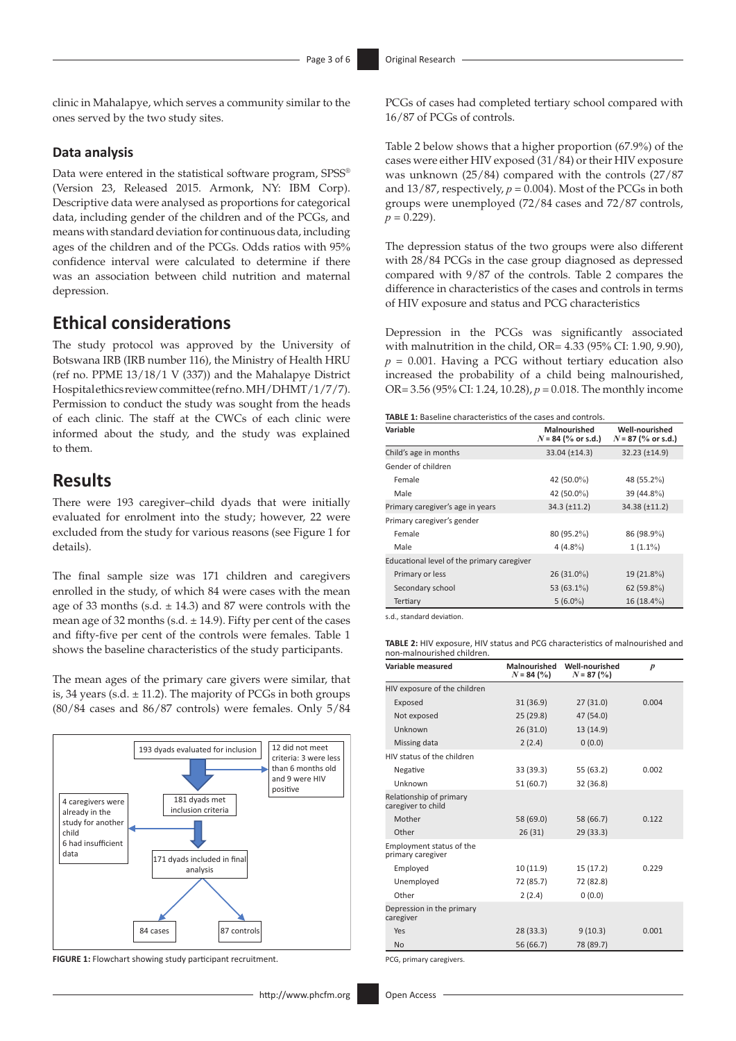clinic in Mahalapye, which serves a community similar to the ones served by the two study sites.

### Data analysis

Data were entered in the statistical software program, SPSS® (Version 23, Released 2015. Armonk, NY: IBM Corp). Descriptive data were analysed as proportions for categorical data, including gender of the children and of the PCGs, and means with standard deviation for continuous data, including ages of the children and of the PCGs. Odds ratios with 95% confidence interval were calculated to determine if there was an association between child nutrition and maternal depression.

## Ethical considerations

The study protocol was approved by the University of Botswana IRB (IRB number 116), the Ministry of Health HRU (ref no. PPME 13/18/1 V (337)) and the Mahalapye District Hospital ethics review committee (ref no. MH/DHMT/1/7/7). Permission to conduct the study was sought from the heads of each clinic. The staff at the CWCs of each clinic were informed about the study, and the study was explained to them.

## Results

There were 193 caregiver–child dyads that were initially evaluated for enrolment into the study; however, 22 were excluded from the study for various reasons (see Figure 1 for details).

The final sample size was 171 children and caregivers enrolled in the study, of which 84 were cases with the mean age of 33 months (s.d. ± 14.3) and 87 were controls with the mean age of 32 months (s.d. ± 14.9). Fifty per cent of the cases and fifty-five per cent of the controls were females. Table 1 shows the baseline characteristics of the study participants.

The mean ages of the primary care givers were similar, that is, 34 years (s.d. ± 11.2). The majority of PCGs in both groups (80/84 cases and 86/87 controls) were females. Only 5/84 PCGs of cases had completed tertiary school compared with 16/87 of PCGs of controls.

193 dyads evaluated for inclusion

12 did not meet criteria: 3 were less than 6 months old and 9 were HIV positive

181 dyads met inclusion criteria

4 caregivers were already in the study for another child
6 had insufficient data

171 dyads included in final analysis

84 cases

87 controls

**FIGURE 1:** Flowchart showing study participant recruitment.

Table 2 below shows that a higher proportion (67.9%) of the cases were either HIV exposed (31/84) or their HIV exposure was unknown (25/84) compared with the controls (27/87 and 13/87, respectively, $p = 0.004$). Most of the PCGs in both groups were unemployed (72/84 cases and 72/87 controls, $p = 0.229$).

The depression status of the two groups were also different with 28/84 PCGs in the case group diagnosed as depressed compared with 9/87 of the controls. Table 2 compares the difference in characteristics of the cases and controls in terms of HIV exposure and status and PCG characteristics

Depression in the PCGs was significantly associated with malnutrition in the child, OR= 4.33 (95% CI: 1.90, 9.90), $p = 0.001$. Having a PCG without tertiary education also increased the probability of a child being malnourished, OR= 3.56 (95% CI: 1.24, 10.28), $p = 0.018$. The monthly income

**TABLE 1:** Baseline characteristics of the cases and controls.

| Variable | Malnourished $N = 84$ (% or s.d.) | Well-nourished $N = 87$ (% or s.d.) |
|---|---|---|
| Child's age in months | 33.04 (±14.3) | 32.23 (±14.9) |
| Gender of children | | |
| Female | 42 (50.0%) | 48 (55.2%) |
| Male | 42 (50.0%) | 39 (44.8%) |
| Primary caregiver's age in years | 34.3 (±11.2) | 34.38 (±11.2) |
| Primary caregiver's gender | | |
| Female | 80 (95.2%) | 86 (98.9%) |
| Male | 4 (4.8%) | 1 (1.1%) |
| Educational level of the primary caregiver | | |
| Primary or less | 26 (31.0%) | 19 (21.8%) |
| Secondary school | 53 (63.1%) | 62 (59.8%) |
| Tertiary | 5 (6.0%) | 16 (18.4%) |

s.d., standard deviation.

**TABLE 2:** HIV exposure, HIV status and PCG characteristics of malnourished and non-malnourished children.

| Variable measured | Malnourished $N = 84$ (%) | Well-nourished $N = 87$ (%) | $p$ |
|---|---|---|---|
| HIV exposure of the children | | | |
| Exposed | 31 (36.9) | 27 (31.0) | 0.004 |
| Not exposed | 25 (29.8) | 47 (54.0) | |
| Unknown | 26 (31.0) | 13 (14.9) | |
| Missing data | 2 (2.4) | 0 (0.0) | |
| HIV status of the children | | | |
| Negative | 33 (39.3) | 55 (63.2) | 0.002 |
| Unknown | 51 (60.7) | 32 (36.8) | |
| Relationship of primary caregiver to child | | | |
| Mother | 58 (69.0) | 58 (66.7) | 0.122 |
| Other | 26 (31) | 29 (33.3) | |
| Employment status of the primary caregiver | | | |
| Employed | 10 (11.9) | 15 (17.2) | 0.229 |
| Unemployed | 72 (85.7) | 72 (82.8) | |
| Other | 2 (2.4) | 0 (0.0) | |
| Depression in the primary caregiver | | | |
| Yes | 28 (33.3) | 9 (10.3) | 0.001 |
| No | 56 (66.7) | 78 (89.7) | |

PCG, primary caregivers.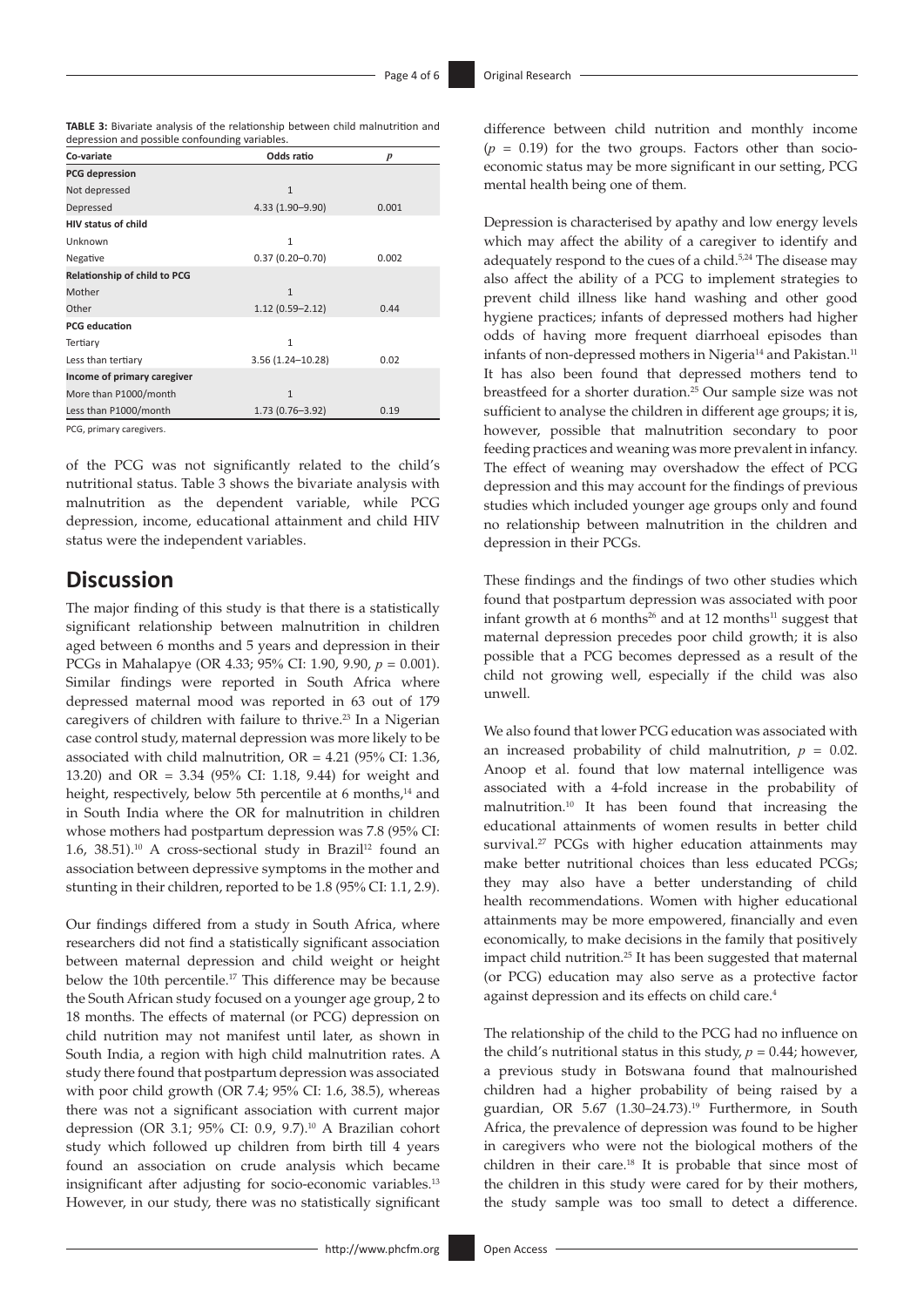**TABLE 3:** Bivariate analysis of the relationship between child malnutrition and depression and possible confounding variables.

| Co-variate | Odds ratio | *p* |
|---|---|---|
| **PCG depression** | | |
| Not depressed | 1 | |
| Depressed | 4.33 (1.90–9.90) | 0.001 |
| **HIV status of child** | | |
| Unknown | 1 | |
| Negative | 0.37 (0.20–0.70) | 0.002 |
| **Relationship of child to PCG** | | |
| Mother | 1 | |
| Other | 1.12 (0.59–2.12) | 0.44 |
| **PCG education** | | |
| Tertiary | 1 | |
| Less than tertiary | 3.56 (1.24–10.28) | 0.02 |
| **Income of primary caregiver** | | |
| More than P1000/month | 1 | |
| Less than P1000/month | 1.73 (0.76–3.92) | 0.19 |

PCG, primary caregivers.

of the PCG was not significantly related to the child's nutritional status. Table 3 shows the bivariate analysis with malnutrition as the dependent variable, while PCG depression, income, educational attainment and child HIV status were the independent variables.

## Discussion

The major finding of this study is that there is a statistically significant relationship between malnutrition in children aged between 6 months and 5 years and depression in their PCGs in Mahalapye (OR 4.33; 95% CI: 1.90, 9.90, $p = 0.001$). Similar findings were reported in South Africa where depressed maternal mood was reported in 63 out of 179 caregivers of children with failure to thrive.[23] In a Nigerian case control study, maternal depression was more likely to be associated with child malnutrition, OR = 4.21 (95% CI: 1.36, 13.20) and OR = 3.34 (95% CI: 1.18, 9.44) for weight and height, respectively, below 5th percentile at 6 months,[14] and in South India where the OR for malnutrition in children whose mothers had postpartum depression was 7.8 (95% CI: 1.6, 38.51).[10] A cross-sectional study in Brazil[12] found an association between depressive symptoms in the mother and stunting in their children, reported to be 1.8 (95% CI: 1.1, 2.9).

Our findings differed from a study in South Africa, where researchers did not find a statistically significant association between maternal depression and child weight or height below the 10th percentile.[17] This difference may be because the South African study focused on a younger age group, 2 to 18 months. The effects of maternal (or PCG) depression on child nutrition may not manifest until later, as shown in South India, a region with high child malnutrition rates. A study there found that postpartum depression was associated with poor child growth (OR 7.4; 95% CI: 1.6, 38.5), whereas there was not a significant association with current major depression (OR 3.1; 95% CI: 0.9, 9.7).[10] A Brazilian cohort study which followed up children from birth till 4 years found an association on crude analysis which became insignificant after adjusting for socio-economic variables.[13] However, in our study, there was no statistically significant difference between child nutrition and monthly income ($p = 0.19$) for the two groups. Factors other than socio-economic status may be more significant in our setting, PCG mental health being one of them.

Depression is characterised by apathy and low energy levels which may affect the ability of a caregiver to identify and adequately respond to the cues of a child.[5,24] The disease may also affect the ability of a PCG to implement strategies to prevent child illness like hand washing and other good hygiene practices; infants of depressed mothers had higher odds of having more frequent diarrhoeal episodes than infants of non-depressed mothers in Nigeria[14] and Pakistan.[11] It has also been found that depressed mothers tend to breastfeed for a shorter duration.[25] Our sample size was not sufficient to analyse the children in different age groups; it is, however, possible that malnutrition secondary to poor feeding practices and weaning was more prevalent in infancy. The effect of weaning may overshadow the effect of PCG depression and this may account for the findings of previous studies which included younger age groups only and found no relationship between malnutrition in the children and depression in their PCGs.

These findings and the findings of two other studies which found that postpartum depression was associated with poor infant growth at 6 months[26] and at 12 months[11] suggest that maternal depression precedes poor child growth; it is also possible that a PCG becomes depressed as a result of the child not growing well, especially if the child was also unwell.

We also found that lower PCG education was associated with an increased probability of child malnutrition, $p = 0.02$. Anoop et al. found that low maternal intelligence was associated with a 4-fold increase in the probability of malnutrition.[10] It has been found that increasing the educational attainments of women results in better child survival.[27] PCGs with higher education attainments may make better nutritional choices than less educated PCGs; they may also have a better understanding of child health recommendations. Women with higher educational attainments may be more empowered, financially and even economically, to make decisions in the family that positively impact child nutrition.[25] It has been suggested that maternal (or PCG) education may also serve as a protective factor against depression and its effects on child care.[4]

The relationship of the child to the PCG had no influence on the child's nutritional status in this study, $p = 0.44$; however, a previous study in Botswana found that malnourished children had a higher probability of being raised by a guardian, OR 5.67 (1.30–24.73).[19] Furthermore, in South Africa, the prevalence of depression was found to be higher in caregivers who were not the biological mothers of the children in their care.[18] It is probable that since most of the children in this study were cared for by their mothers, the study sample was too small to detect a difference.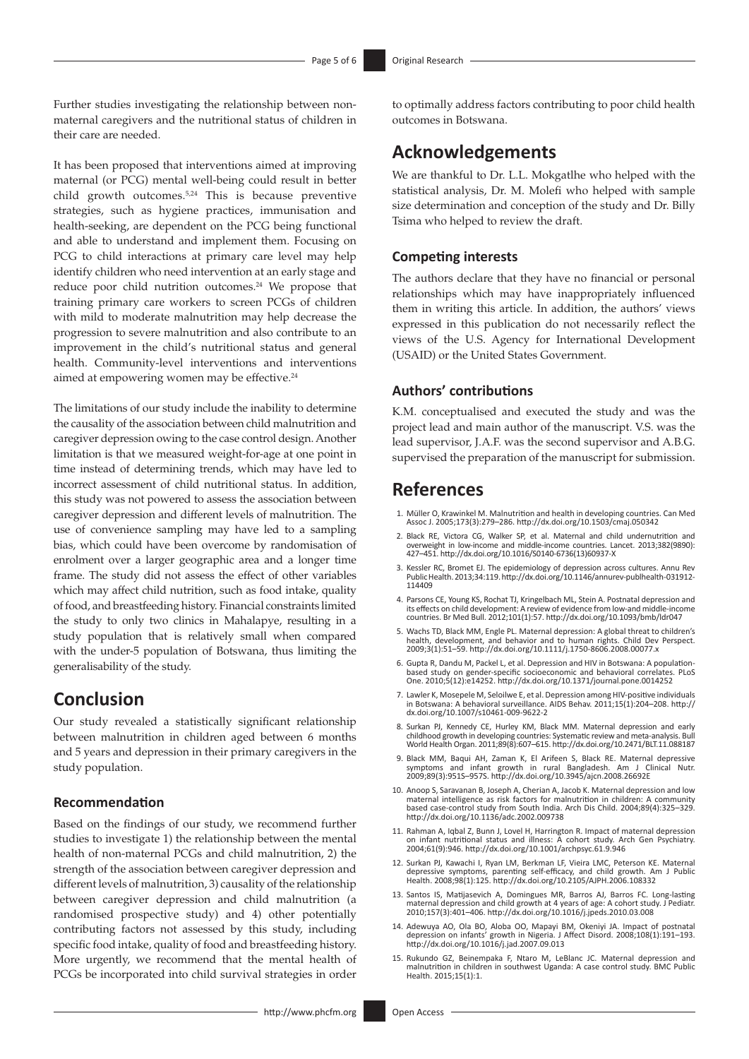Further studies investigating the relationship between non-maternal caregivers and the nutritional status of children in their care are needed.

It has been proposed that interventions aimed at improving maternal (or PCG) mental well-being could result in better child growth outcomes.[5,24] This is because preventive strategies, such as hygiene practices, immunisation and health-seeking, are dependent on the PCG being functional and able to understand and implement them. Focusing on PCG to child interactions at primary care level may help identify children who need intervention at an early stage and reduce poor child nutrition outcomes.[24] We propose that training primary care workers to screen PCGs of children with mild to moderate malnutrition may help decrease the progression to severe malnutrition and also contribute to an improvement in the child's nutritional status and general health. Community-level interventions and interventions aimed at empowering women may be effective.[24]

The limitations of our study include the inability to determine the causality of the association between child malnutrition and caregiver depression owing to the case control design. Another limitation is that we measured weight-for-age at one point in time instead of determining trends, which may have led to incorrect assessment of child nutritional status. In addition, this study was not powered to assess the association between caregiver depression and different levels of malnutrition. The use of convenience sampling may have led to a sampling bias, which could have been overcome by randomisation of enrolment over a larger geographic area and a longer time frame. The study did not assess the effect of other variables which may affect child nutrition, such as food intake, quality of food, and breastfeeding history. Financial constraints limited the study to only two clinics in Mahalapye, resulting in a study population that is relatively small when compared with the under-5 population of Botswana, thus limiting the generalisability of the study.

# Conclusion

Our study revealed a statistically significant relationship between malnutrition in children aged between 6 months and 5 years and depression in their primary caregivers in the study population.

### Recommendation

Based on the findings of our study, we recommend further studies to investigate 1) the relationship between the mental health of non-maternal PCGs and child malnutrition, 2) the strength of the association between caregiver depression and different levels of malnutrition, 3) causality of the relationship between caregiver depression and child malnutrition (a randomised prospective study) and 4) other potentially contributing factors not assessed by this study, including specific food intake, quality of food and breastfeeding history. More urgently, we recommend that the mental health of PCGs be incorporated into child survival strategies in order to optimally address factors contributing to poor child health outcomes in Botswana.

# Acknowledgements

We are thankful to Dr. L.L. Mokgatlhe who helped with the statistical analysis, Dr. M. Molefi who helped with sample size determination and conception of the study and Dr. Billy Tsima who helped to review the draft.

### Competing interests

The authors declare that they have no financial or personal relationships which may have inappropriately influenced them in writing this article. In addition, the authors' views expressed in this publication do not necessarily reflect the views of the U.S. Agency for International Development (USAID) or the United States Government.

### Authors' contributions

K.M. conceptualised and executed the study and was the project lead and main author of the manuscript. V.S. was the lead supervisor, J.A.F. was the second supervisor and A.B.G. supervised the preparation of the manuscript for submission.

# References

1. Müller O, Krawinkel M. Malnutrition and health in developing countries. Can Med Assoc J. 2005;173(3):279–286. http://dx.doi.org/10.1503/cmaj.050342
2. Black RE, Victora CG, Walker SP, et al. Maternal and child undernutrition and overweight in low-income and middle-income countries. Lancet. 2013;382(9890): 427–451. http://dx.doi.org/10.1016/S0140-6736(13)60937-X
3. Kessler RC, Bromet EJ. The epidemiology of depression across cultures. Annu Rev Public Health. 2013;34:119. http://dx.doi.org/10.1146/annurev-publhealth-031912-114409
4. Parsons CE, Young KS, Rochat TJ, Kringelbach ML, Stein A. Postnatal depression and its effects on child development: A review of evidence from low-and middle-income countries. Br Med Bull. 2012;101(1):57. http://dx.doi.org/10.1093/bmb/ldr047
5. Wachs TD, Black MM, Engle PL. Maternal depression: A global threat to children's health, development, and behavior and to human rights. Child Dev Perspect. 2009;3(1):51–59. http://dx.doi.org/10.1111/j.1750-8606.2008.00077.x
6. Gupta R, Dandu M, Packel L, et al. Depression and HIV in Botswana: A population-based study on gender-specific socioeconomic and behavioral correlates. PLoS One. 2010;5(12):e14252. http://dx.doi.org/10.1371/journal.pone.0014252
7. Lawler K, Mosepele M, Seloilwe E, et al. Depression among HIV-positive individuals in Botswana: A behavioral surveillance. AIDS Behav. 2011;15(1):204–208. http://dx.doi.org/10.1007/s10461-009-9622-2
8. Surkan PJ, Kennedy CE, Hurley KM, Black MM. Maternal depression and early childhood growth in developing countries: Systematic review and meta-analysis. Bull World Health Organ. 2011;89(8):607–615. http://dx.doi.org/10.2471/BLT.11.088187
9. Black MM, Baqui AH, Zaman K, El Arifeen S, Black RE. Maternal depressive symptoms and infant growth in rural Bangladesh. Am J Clinical Nutr. 2009;89(3):951S–957S. http://dx.doi.org/10.3945/ajcn.2008.26692E
10. Anoop S, Saravanan B, Joseph A, Cherian A, Jacob K. Maternal depression and low maternal intelligence as risk factors for malnutrition in children: A community based case-control study from South India. Arch Dis Child. 2004;89(4):325–329. http://dx.doi.org/10.1136/adc.2002.009738
11. Rahman A, Iqbal Z, Bunn J, Lovel H, Harrington R. Impact of maternal depression on infant nutritional status and illness: A cohort study. Arch Gen Psychiatry. 2004;61(9):946. http://dx.doi.org/10.1001/archpsyc.61.9.946
12. Surkan PJ, Kawachi I, Ryan LM, Berkman LF, Vieira LMC, Peterson KE. Maternal depressive symptoms, parenting self-efficacy, and child growth. Am J Public Health. 2008;98(1):125. http://dx.doi.org/10.2105/AJPH.2006.108332
13. Santos IS, Matijasevich A, Domingues MR, Barros AJ, Barros FC. Long-lasting maternal depression and child growth at 4 years of age: A cohort study. J Pediatr. 2010;157(3):401–406. http://dx.doi.org/10.1016/j.jpeds.2010.03.008
14. Adewuya AO, Ola BO, Aloba OO, Mapayi BM, Okeniyi JA. Impact of postnatal depression on infants' growth in Nigeria. J Affect Disord. 2008;108(1):191–193. http://dx.doi.org/10.1016/j.jad.2007.09.013
15. Rukundo GZ, Beinempaka F, Ntaro M, LeBlanc JC. Maternal depression and malnutrition in children in southwest Uganda: A case control study. BMC Public Health. 2015;15(1):1.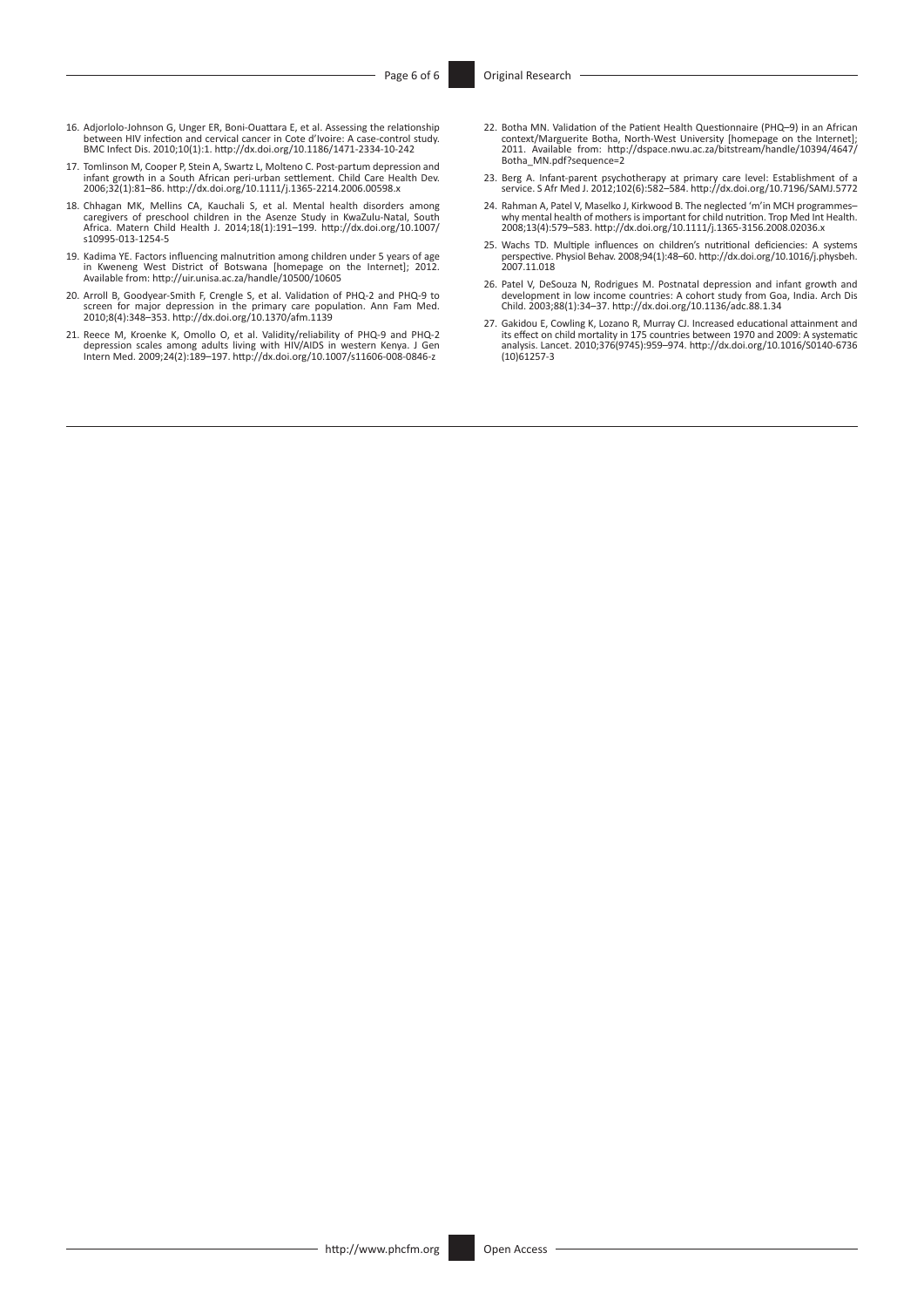16. Adjorlolo-Johnson G, Unger ER, Boni-Ouattara E, et al. Assessing the relationship between HIV infection and cervical cancer in Cote d'Ivoire: A case-control study. BMC Infect Dis. 2010;10(1):1. http://dx.doi.org/10.1186/1471-2334-10-242

17. Tomlinson M, Cooper P, Stein A, Swartz L, Molteno C. Post-partum depression and infant growth in a South African peri-urban settlement. Child Care Health Dev. 2006;32(1):81–86. http://dx.doi.org/10.1111/j.1365-2214.2006.00598.x

18. Chhagan MK, Mellins CA, Kauchali S, et al. Mental health disorders among caregivers of preschool children in the Asenze Study in KwaZulu-Natal, South Africa. Matern Child Health J. 2014;18(1):191–199. http://dx.doi.org/10.1007/s10995-013-1254-5

19. Kadima YE. Factors influencing malnutrition among children under 5 years of age in Kweneng West District of Botswana [homepage on the Internet]; 2012. Available from: http://uir.unisa.ac.za/handle/10500/10605

20. Arroll B, Goodyear-Smith F, Crengle S, et al. Validation of PHQ-2 and PHQ-9 to screen for major depression in the primary care population. Ann Fam Med. 2010;8(4):348–353. http://dx.doi.org/10.1370/afm.1139

21. Reece M, Kroenke K, Omollo O, et al. Validity/reliability of PHQ-9 and PHQ-2 depression scales among adults living with HIV/AIDS in western Kenya. J Gen Intern Med. 2009;24(2):189–197. http://dx.doi.org/10.1007/s11606-008-0846-z

22. Botha MN. Validation of the Patient Health Questionnaire (PHQ–9) in an African context/Marguerite Botha, North-West University [homepage on the Internet]; 2011. Available from: http://dspace.nwu.ac.za/bitstream/handle/10394/4647/Botha_MN.pdf?sequence=2

23. Berg A. Infant-parent psychotherapy at primary care level: Establishment of a service. S Afr Med J. 2012;102(6):582–584. http://dx.doi.org/10.7196/SAMJ.5772

24. Rahman A, Patel V, Maselko J, Kirkwood B. The neglected 'm'in MCH programmes–why mental health of mothers is important for child nutrition. Trop Med Int Health. 2008;13(4):579–583. http://dx.doi.org/10.1111/j.1365-3156.2008.02036.x

25. Wachs TD. Multiple influences on children's nutritional deficiencies: A systems perspective. Physiol Behav. 2008;94(1):48–60. http://dx.doi.org/10.1016/j.physbeh.2007.11.018

26. Patel V, DeSouza N, Rodrigues M. Postnatal depression and infant growth and development in low income countries: A cohort study from Goa, India. Arch Dis Child. 2003;88(1):34–37. http://dx.doi.org/10.1136/adc.88.1.34

27. Gakidou E, Cowling K, Lozano R, Murray CJ. Increased educational attainment and its effect on child mortality in 175 countries between 1970 and 2009: A systematic analysis. Lancet. 2010;376(9745):959–974. http://dx.doi.org/10.1016/S0140-6736(10)61257-3